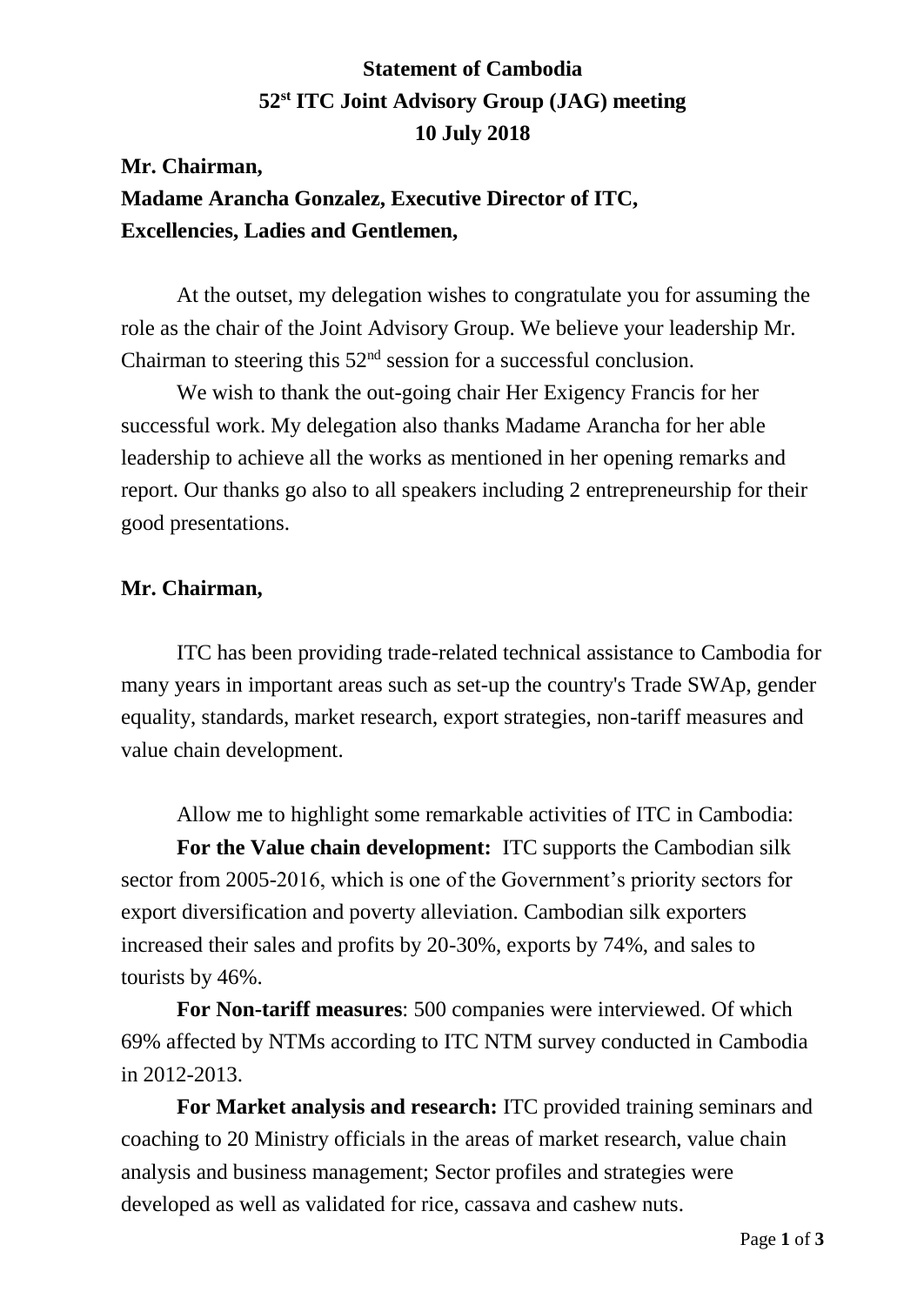# Statement of Cambodia

## 52st ITC Joint Advisory Group (JAG) meeting

## 10 July 2018

**Mr. Chairman,**
**Madame Arancha Gonzalez, Executive Director of ITC,**
**Excellencies, Ladies and Gentlemen,**

At the outset, my delegation wishes to congratulate you for assuming the role as the chair of the Joint Advisory Group. We believe your leadership Mr. Chairman to steering this 52nd session for a successful conclusion.

We wish to thank the out-going chair Her Exigency Francis for her successful work. My delegation also thanks Madame Arancha for her able leadership to achieve all the works as mentioned in her opening remarks and report. Our thanks go also to all speakers including 2 entrepreneurship for their good presentations.

**Mr. Chairman,**

ITC has been providing trade-related technical assistance to Cambodia for many years in important areas such as set-up the country's Trade SWAp, gender equality, standards, market research, export strategies, non-tariff measures and value chain development.

Allow me to highlight some remarkable activities of ITC in Cambodia:

**For the Value chain development:** ITC supports the Cambodian silk sector from 2005-2016, which is one of the Government's priority sectors for export diversification and poverty alleviation. Cambodian silk exporters increased their sales and profits by 20-30%, exports by 74%, and sales to tourists by 46%.

**For Non-tariff measures**: 500 companies were interviewed. Of which 69% affected by NTMs according to ITC NTM survey conducted in Cambodia in 2012-2013.

**For Market analysis and research:** ITC provided training seminars and coaching to 20 Ministry officials in the areas of market research, value chain analysis and business management; Sector profiles and strategies were developed as well as validated for rice, cassava and cashew nuts.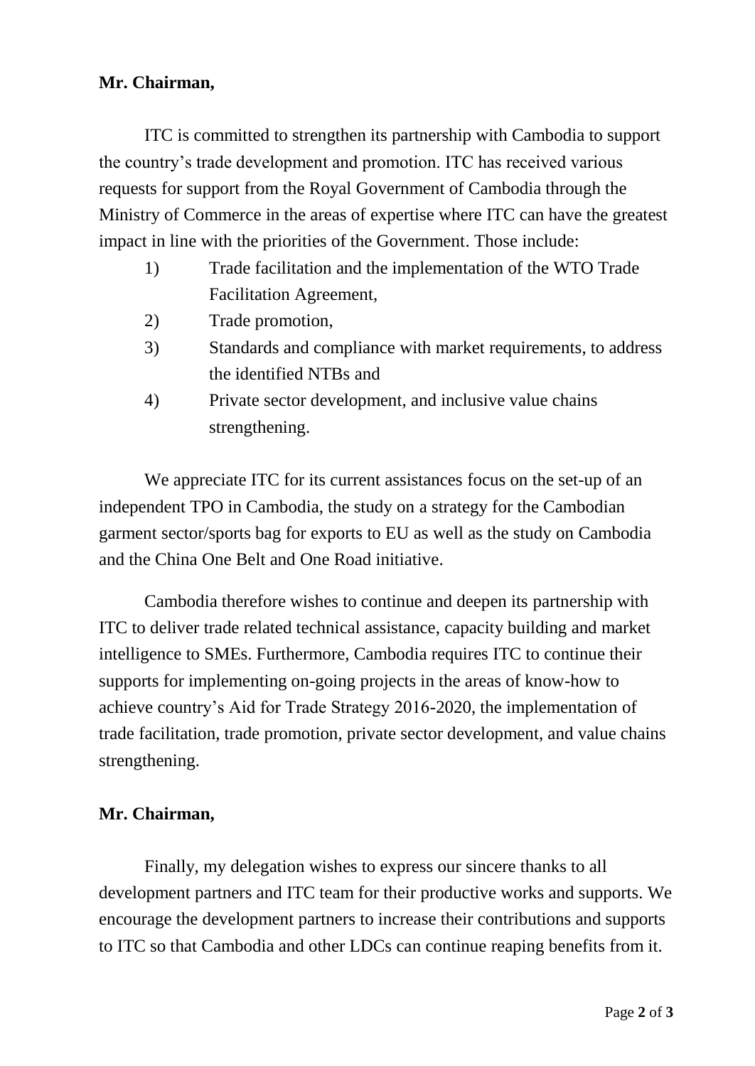**Mr. Chairman,**

ITC is committed to strengthen its partnership with Cambodia to support the country's trade development and promotion. ITC has received various requests for support from the Royal Government of Cambodia through the Ministry of Commerce in the areas of expertise where ITC can have the greatest impact in line with the priorities of the Government. Those include:

1) Trade facilitation and the implementation of the WTO Trade Facilitation Agreement,
2) Trade promotion,
3) Standards and compliance with market requirements, to address the identified NTBs and
4) Private sector development, and inclusive value chains strengthening.

We appreciate ITC for its current assistances focus on the set-up of an independent TPO in Cambodia, the study on a strategy for the Cambodian garment sector/sports bag for exports to EU as well as the study on Cambodia and the China One Belt and One Road initiative.

Cambodia therefore wishes to continue and deepen its partnership with ITC to deliver trade related technical assistance, capacity building and market intelligence to SMEs. Furthermore, Cambodia requires ITC to continue their supports for implementing on-going projects in the areas of know-how to achieve country's Aid for Trade Strategy 2016-2020, the implementation of trade facilitation, trade promotion, private sector development, and value chains strengthening.

**Mr. Chairman,**

Finally, my delegation wishes to express our sincere thanks to all development partners and ITC team for their productive works and supports. We encourage the development partners to increase their contributions and supports to ITC so that Cambodia and other LDCs can continue reaping benefits from it.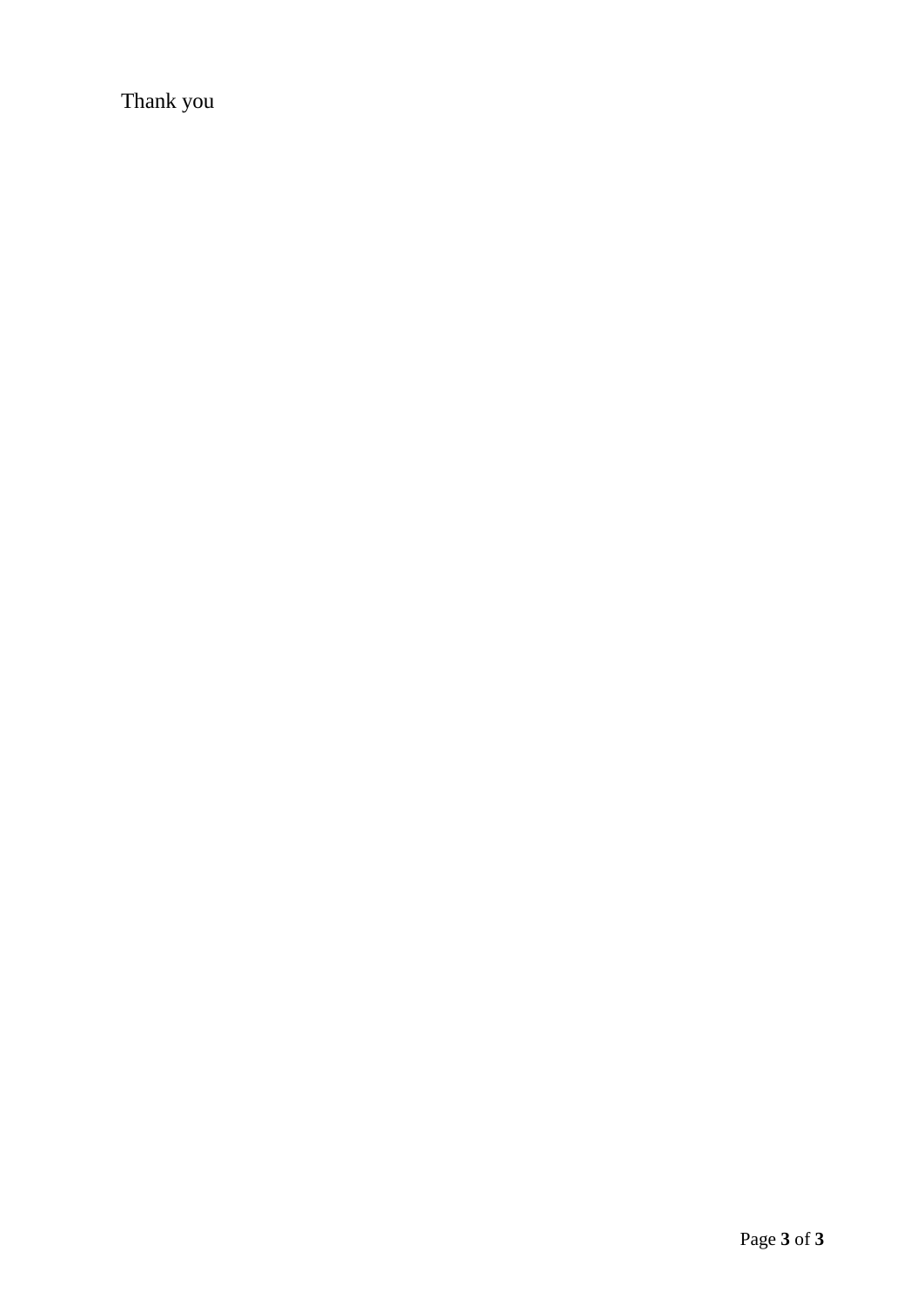Thank you